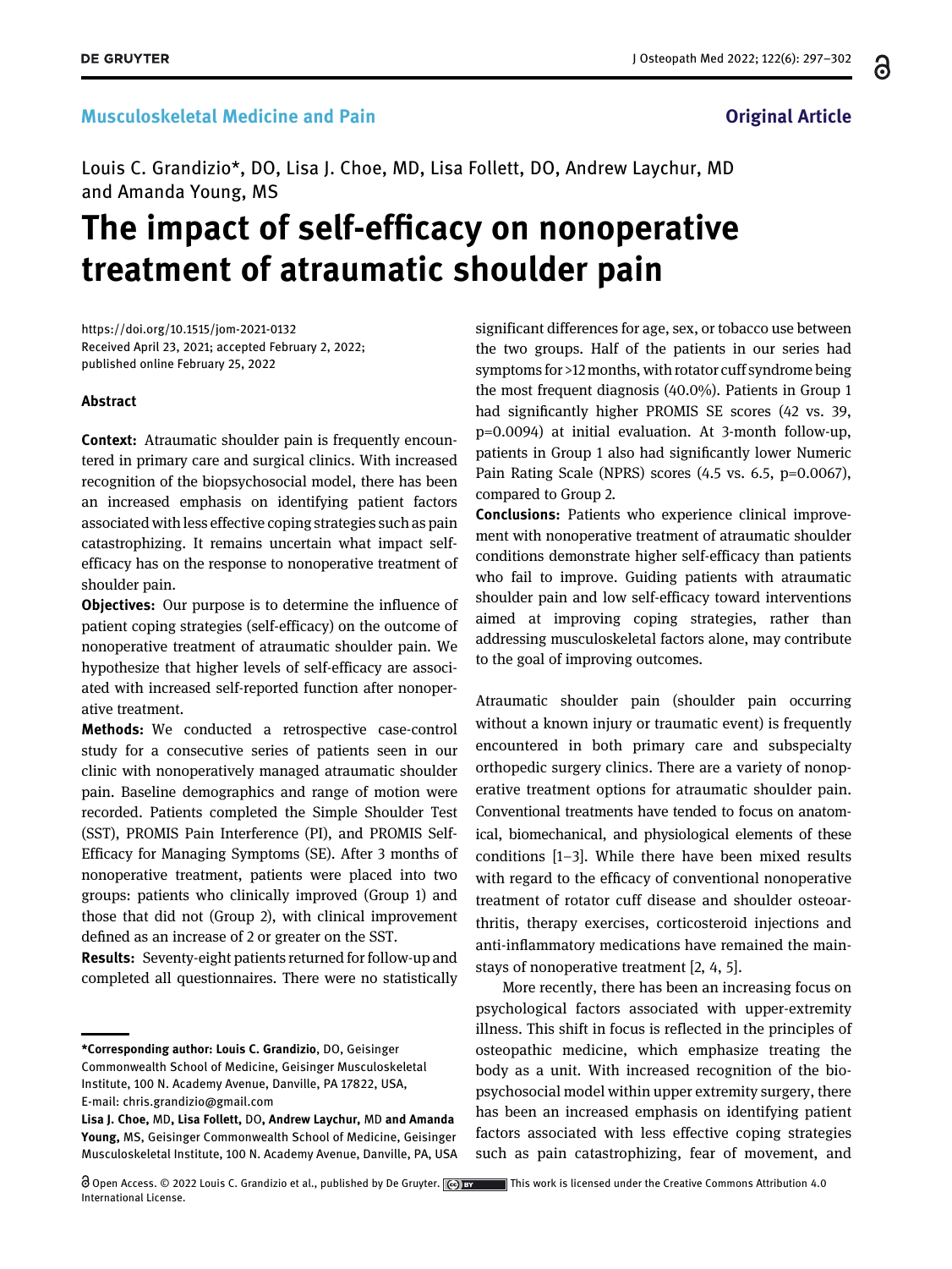Musculoskeletal Medicine and Pain

Original Article

Louis C. Grandizio*, DO, Lisa J. Choe, MD, Lisa Follett, DO, Andrew Laychur, MD and Amanda Young, MS

# The impact of self-efficacy on nonoperative treatment of atraumatic shoulder pain

https://doi.org/10.1515/jom-2021-0132
Received April 23, 2021; accepted February 2, 2022;
published online February 25, 2022

## Abstract

**Context:** Atraumatic shoulder pain is frequently encountered in primary care and surgical clinics. With increased recognition of the biopsychosocial model, there has been an increased emphasis on identifying patient factors associated with less effective coping strategies such as pain catastrophizing. It remains uncertain what impact self-efficacy has on the response to nonoperative treatment of shoulder pain.

**Objectives:** Our purpose is to determine the influence of patient coping strategies (self-efficacy) on the outcome of nonoperative treatment of atraumatic shoulder pain. We hypothesize that higher levels of self-efficacy are associated with increased self-reported function after nonoperative treatment.

**Methods:** We conducted a retrospective case-control study for a consecutive series of patients seen in our clinic with nonoperatively managed atraumatic shoulder pain. Baseline demographics and range of motion were recorded. Patients completed the Simple Shoulder Test (SST), PROMIS Pain Interference (PI), and PROMIS Self-Efficacy for Managing Symptoms (SE). After 3 months of nonoperative treatment, patients were placed into two groups: patients who clinically improved (Group 1) and those that did not (Group 2), with clinical improvement defined as an increase of 2 or greater on the SST.

**Results:** Seventy-eight patients returned for follow-up and completed all questionnaires. There were no statistically significant differences for age, sex, or tobacco use between the two groups. Half of the patients in our series had symptoms for >12 months, with rotator cuff syndrome being the most frequent diagnosis (40.0%). Patients in Group 1 had significantly higher PROMIS SE scores (42 vs. 39, $p=0.0094$) at initial evaluation. At 3-month follow-up, patients in Group 1 also had significantly lower Numeric Pain Rating Scale (NPRS) scores (4.5 vs. 6.5, $p=0.0067$), compared to Group 2.

**Conclusions:** Patients who experience clinical improvement with nonoperative treatment of atraumatic shoulder conditions demonstrate higher self-efficacy than patients who fail to improve. Guiding patients with atraumatic shoulder pain and low self-efficacy toward interventions aimed at improving coping strategies, rather than addressing musculoskeletal factors alone, may contribute to the goal of improving outcomes.

Atraumatic shoulder pain (shoulder pain occurring without a known injury or traumatic event) is frequently encountered in both primary care and subspecialty orthopedic surgery clinics. There are a variety of nonoperative treatment options for atraumatic shoulder pain. Conventional treatments have tended to focus on anatomical, biomechanical, and physiological elements of these conditions [1–3]. While there have been mixed results with regard to the efficacy of conventional nonoperative treatment of rotator cuff disease and shoulder osteoarthritis, therapy exercises, corticosteroid injections and anti-inflammatory medications have remained the mainstays of nonoperative treatment [2, 4, 5].

More recently, there has been an increasing focus on psychological factors associated with upper-extremity illness. This shift in focus is reflected in the principles of osteopathic medicine, which emphasize treating the body as a unit. With increased recognition of the biopsychosocial model within upper extremity surgery, there has been an increased emphasis on identifying patient factors associated with less effective coping strategies such as pain catastrophizing, fear of movement, and

---

***Corresponding author: Louis C. Grandizio**, DO, Geisinger Commonwealth School of Medicine, Geisinger Musculoskeletal Institute, 100 N. Academy Avenue, Danville, PA 17822, USA, E-mail: chris.grandizio@gmail.com

**Lisa J. Choe**, MD, **Lisa Follett**, DO, **Andrew Laychur**, MD **and Amanda Young**, MS, Geisinger Commonwealth School of Medicine, Geisinger Musculoskeletal Institute, 100 N. Academy Avenue, Danville, PA, USA

Open Access. © 2022 Louis C. Grandizio et al., published by De Gruyter. This work is licensed under the Creative Commons Attribution 4.0 International License.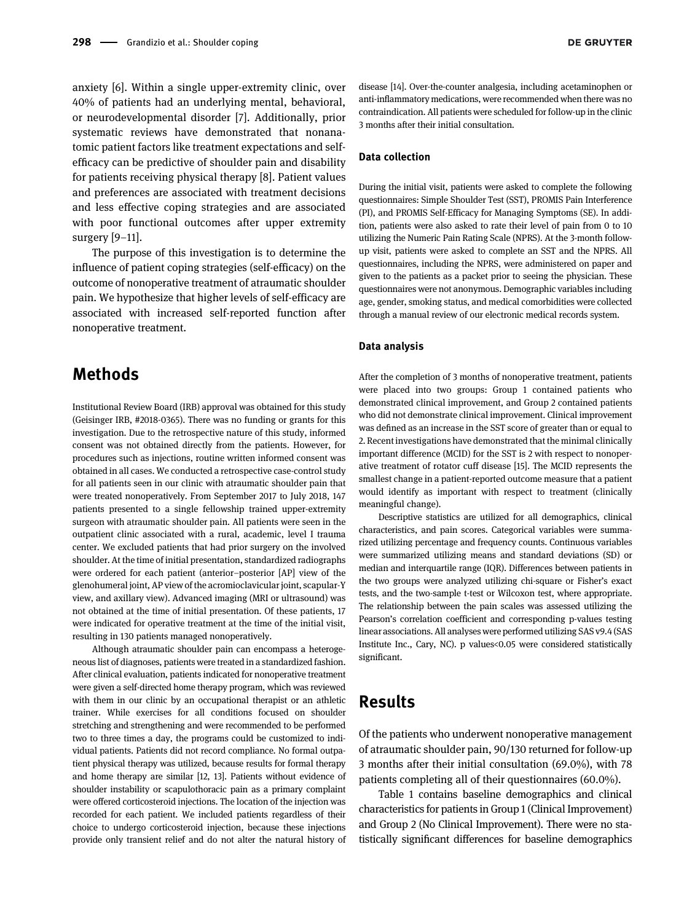anxiety [6]. Within a single upper-extremity clinic, over 40% of patients had an underlying mental, behavioral, or neurodevelopmental disorder [7]. Additionally, prior systematic reviews have demonstrated that nonanatomic patient factors like treatment expectations and self-efficacy can be predictive of shoulder pain and disability for patients receiving physical therapy [8]. Patient values and preferences are associated with treatment decisions and less effective coping strategies and are associated with poor functional outcomes after upper extremity surgery [9–11].

The purpose of this investigation is to determine the influence of patient coping strategies (self-efficacy) on the outcome of nonoperative treatment of atraumatic shoulder pain. We hypothesize that higher levels of self-efficacy are associated with increased self-reported function after nonoperative treatment.

## Methods

Institutional Review Board (IRB) approval was obtained for this study (Geisinger IRB, #2018-0365). There was no funding or grants for this investigation. Due to the retrospective nature of this study, informed consent was not obtained directly from the patients. However, for procedures such as injections, routine written informed consent was obtained in all cases. We conducted a retrospective case-control study for all patients seen in our clinic with atraumatic shoulder pain that were treated nonoperatively. From September 2017 to July 2018, 147 patients presented to a single fellowship trained upper-extremity surgeon with atraumatic shoulder pain. All patients were seen in the outpatient clinic associated with a rural, academic, level I trauma center. We excluded patients that had prior surgery on the involved shoulder. At the time of initial presentation, standardized radiographs were ordered for each patient (anterior–posterior [AP] view of the glenohumeral joint, AP view of the acromioclavicular joint, scapular-Y view, and axillary view). Advanced imaging (MRI or ultrasound) was not obtained at the time of initial presentation. Of these patients, 17 were indicated for operative treatment at the time of the initial visit, resulting in 130 patients managed nonoperatively.

Although atraumatic shoulder pain can encompass a heterogeneous list of diagnoses, patients were treated in a standardized fashion. After clinical evaluation, patients indicated for nonoperative treatment were given a self-directed home therapy program, which was reviewed with them in our clinic by an occupational therapist or an athletic trainer. While exercises for all conditions focused on shoulder stretching and strengthening and were recommended to be performed two to three times a day, the programs could be customized to individual patients. Patients did not record compliance. No formal outpatient physical therapy was utilized, because results for formal therapy and home therapy are similar [12, 13]. Patients without evidence of shoulder instability or scapulothoracic pain as a primary complaint were offered corticosteroid injections. The location of the injection was recorded for each patient. We included patients regardless of their choice to undergo corticosteroid injection, because these injections provide only transient relief and do not alter the natural history of disease [14]. Over-the-counter analgesia, including acetaminophen or anti-inflammatory medications, were recommended when there was no contraindication. All patients were scheduled for follow-up in the clinic 3 months after their initial consultation.

### Data collection

During the initial visit, patients were asked to complete the following questionnaires: Simple Shoulder Test (SST), PROMIS Pain Interference (PI), and PROMIS Self-Efficacy for Managing Symptoms (SE). In addition, patients were also asked to rate their level of pain from 0 to 10 utilizing the Numeric Pain Rating Scale (NPRS). At the 3-month follow-up visit, patients were asked to complete an SST and the NPRS. All questionnaires, including the NPRS, were administered on paper and given to the patients as a packet prior to seeing the physician. These questionnaires were not anonymous. Demographic variables including age, gender, smoking status, and medical comorbidities were collected through a manual review of our electronic medical records system.

### Data analysis

After the completion of 3 months of nonoperative treatment, patients were placed into two groups: Group 1 contained patients who demonstrated clinical improvement, and Group 2 contained patients who did not demonstrate clinical improvement. Clinical improvement was defined as an increase in the SST score of greater than or equal to 2. Recent investigations have demonstrated that the minimal clinically important difference (MCID) for the SST is 2 with respect to nonoperative treatment of rotator cuff disease [15]. The MCID represents the smallest change in a patient-reported outcome measure that a patient would identify as important with respect to treatment (clinically meaningful change).

Descriptive statistics are utilized for all demographics, clinical characteristics, and pain scores. Categorical variables were summarized utilizing percentage and frequency counts. Continuous variables were summarized utilizing means and standard deviations (SD) or median and interquartile range (IQR). Differences between patients in the two groups were analyzed utilizing chi-square or Fisher's exact tests, and the two-sample t-test or Wilcoxon test, where appropriate. The relationship between the pain scales was assessed utilizing the Pearson's correlation coefficient and corresponding p-values testing linear associations. All analyses were performed utilizing SAS v9.4 (SAS Institute Inc., Cary, NC). p values<0.05 were considered statistically significant.

## Results

Of the patients who underwent nonoperative management of atraumatic shoulder pain, 90/130 returned for follow-up 3 months after their initial consultation (69.0%), with 78 patients completing all of their questionnaires (60.0%).

Table 1 contains baseline demographics and clinical characteristics for patients in Group 1 (Clinical Improvement) and Group 2 (No Clinical Improvement). There were no statistically significant differences for baseline demographics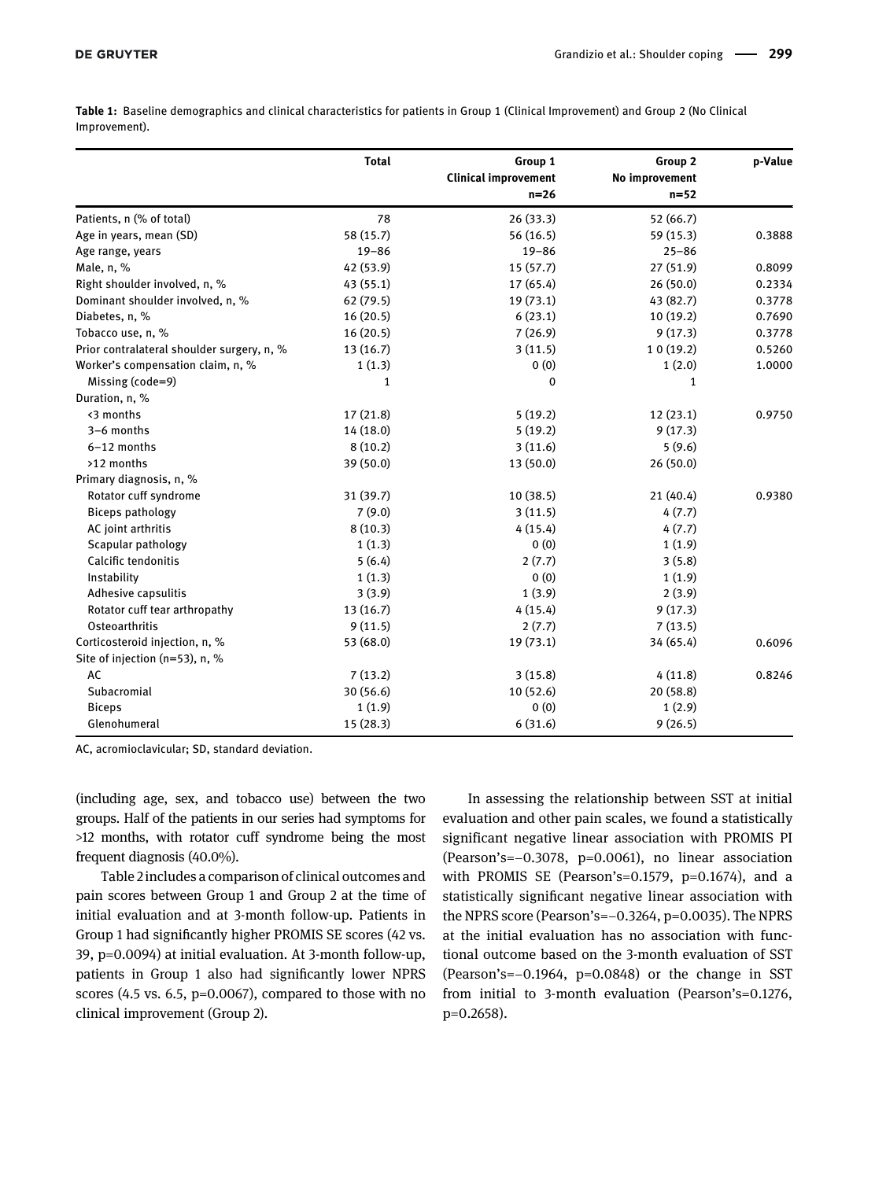**Table 1:** Baseline demographics and clinical characteristics for patients in Group 1 (Clinical Improvement) and Group 2 (No Clinical Improvement).

| | Total | Group 1 Clinical improvement n=26 | Group 2 No improvement n=52 | p-Value |
|---|---|---|---|---|
| Patients, n (% of total) | 78 | 26 (33.3) | 52 (66.7) | |
| Age in years, mean (SD) | 58 (15.7) | 56 (16.5) | 59 (15.3) | 0.3888 |
| Age range, years | 19–86 | 19–86 | 25–86 | |
| Male, n, % | 42 (53.9) | 15 (57.7) | 27 (51.9) | 0.8099 |
| Right shoulder involved, n, % | 43 (55.1) | 17 (65.4) | 26 (50.0) | 0.2334 |
| Dominant shoulder involved, n, % | 62 (79.5) | 19 (73.1) | 43 (82.7) | 0.3778 |
| Diabetes, n, % | 16 (20.5) | 6 (23.1) | 10 (19.2) | 0.7690 |
| Tobacco use, n, % | 16 (20.5) | 7 (26.9) | 9 (17.3) | 0.3778 |
| Prior contralateral shoulder surgery, n, % | 13 (16.7) | 3 (11.5) | 1 0 (19.2) | 0.5260 |
| Worker's compensation claim, n, % | 1 (1.3) | 0 (0) | 1 (2.0) | 1.0000 |
| Missing (code=9) | 1 | 0 | 1 | |
| Duration, n, % | | | | |
| <3 months | 17 (21.8) | 5 (19.2) | 12 (23.1) | 0.9750 |
| 3–6 months | 14 (18.0) | 5 (19.2) | 9 (17.3) | |
| 6–12 months | 8 (10.2) | 3 (11.6) | 5 (9.6) | |
| >12 months | 39 (50.0) | 13 (50.0) | 26 (50.0) | |
| Primary diagnosis, n, % | | | | |
| Rotator cuff syndrome | 31 (39.7) | 10 (38.5) | 21 (40.4) | 0.9380 |
| Biceps pathology | 7 (9.0) | 3 (11.5) | 4 (7.7) | |
| AC joint arthritis | 8 (10.3) | 4 (15.4) | 4 (7.7) | |
| Scapular pathology | 1 (1.3) | 0 (0) | 1 (1.9) | |
| Calcific tendonitis | 5 (6.4) | 2 (7.7) | 3 (5.8) | |
| Instability | 1 (1.3) | 0 (0) | 1 (1.9) | |
| Adhesive capsulitis | 3 (3.9) | 1 (3.9) | 2 (3.9) | |
| Rotator cuff tear arthropathy | 13 (16.7) | 4 (15.4) | 9 (17.3) | |
| Osteoarthritis | 9 (11.5) | 2 (7.7) | 7 (13.5) | |
| Corticosteroid injection, n, % | 53 (68.0) | 19 (73.1) | 34 (65.4) | 0.6096 |
| Site of injection (n=53), n, % | | | | |
| AC | 7 (13.2) | 3 (15.8) | 4 (11.8) | 0.8246 |
| Subacromial | 30 (56.6) | 10 (52.6) | 20 (58.8) | |
| Biceps | 1 (1.9) | 0 (0) | 1 (2.9) | |
| Glenohumeral | 15 (28.3) | 6 (31.6) | 9 (26.5) | |

AC, acromioclavicular; SD, standard deviation.

(including age, sex, and tobacco use) between the two groups. Half of the patients in our series had symptoms for >12 months, with rotator cuff syndrome being the most frequent diagnosis (40.0%).

Table 2 includes a comparison of clinical outcomes and pain scores between Group 1 and Group 2 at the time of initial evaluation and at 3-month follow-up. Patients in Group 1 had significantly higher PROMIS SE scores (42 vs. 39, p=0.0094) at initial evaluation. At 3-month follow-up, patients in Group 1 also had significantly lower NPRS scores (4.5 vs. 6.5, p=0.0067), compared to those with no clinical improvement (Group 2).

In assessing the relationship between SST at initial evaluation and other pain scales, we found a statistically significant negative linear association with PROMIS PI (Pearson's=−0.3078, p=0.0061), no linear association with PROMIS SE (Pearson's=0.1579, p=0.1674), and a statistically significant negative linear association with the NPRS score (Pearson's=−0.3264, p=0.0035). The NPRS at the initial evaluation has no association with functional outcome based on the 3-month evaluation of SST (Pearson's=−0.1964, p=0.0848) or the change in SST from initial to 3-month evaluation (Pearson's=0.1276, p=0.2658).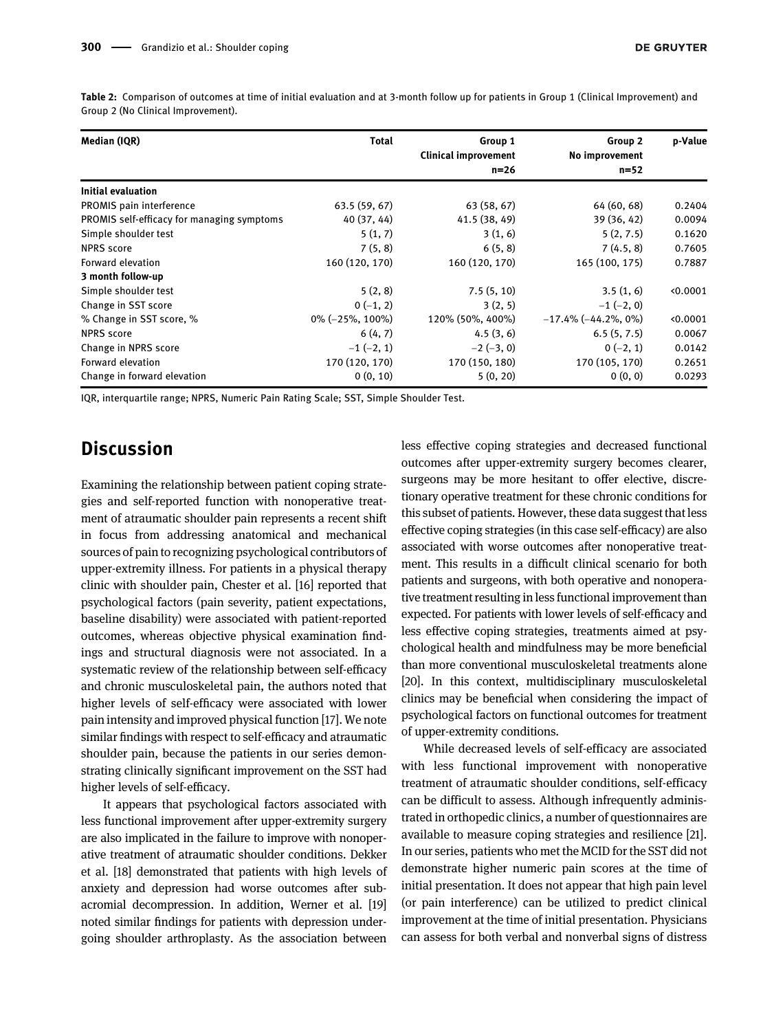**Table 2:** Comparison of outcomes at time of initial evaluation and at 3-month follow up for patients in Group 1 (Clinical Improvement) and Group 2 (No Clinical Improvement).

| Median (IQR) | Total | Group 1 Clinical improvement n=26 | Group 2 No improvement n=52 | p-Value |
|---|---|---|---|---|
| **Initial evaluation** | | | | |
| PROMIS pain interference | 63.5 (59, 67) | 63 (58, 67) | 64 (60, 68) | 0.2404 |
| PROMIS self-efficacy for managing symptoms | 40 (37, 44) | 41.5 (38, 49) | 39 (36, 42) | 0.0094 |
| Simple shoulder test | 5 (1, 7) | 3 (1, 6) | 5 (2, 7.5) | 0.1620 |
| NPRS score | 7 (5, 8) | 6 (5, 8) | 7 (4.5, 8) | 0.7605 |
| Forward elevation | 160 (120, 170) | 160 (120, 170) | 165 (100, 175) | 0.7887 |
| **3 month follow-up** | | | | |
| Simple shoulder test | 5 (2, 8) | 7.5 (5, 10) | 3.5 (1, 6) | <0.0001 |
| Change in SST score | 0 (−1, 2) | 3 (2, 5) | −1 (−2, 0) | |
| % Change in SST score, % | 0% (−25%, 100%) | 120% (50%, 400%) | −17.4% (−44.2%, 0%) | <0.0001 |
| NPRS score | 6 (4, 7) | 4.5 (3, 6) | 6.5 (5, 7.5) | 0.0067 |
| Change in NPRS score | −1 (−2, 1) | −2 (−3, 0) | 0 (−2, 1) | 0.0142 |
| Forward elevation | 170 (120, 170) | 170 (150, 180) | 170 (105, 170) | 0.2651 |
| Change in forward elevation | 0 (0, 10) | 5 (0, 20) | 0 (0, 0) | 0.0293 |

IQR, interquartile range; NPRS, Numeric Pain Rating Scale; SST, Simple Shoulder Test.

## Discussion

Examining the relationship between patient coping strategies and self-reported function with nonoperative treatment of atraumatic shoulder pain represents a recent shift in focus from addressing anatomical and mechanical sources of pain to recognizing psychological contributors of upper-extremity illness. For patients in a physical therapy clinic with shoulder pain, Chester et al. [16] reported that psychological factors (pain severity, patient expectations, baseline disability) were associated with patient-reported outcomes, whereas objective physical examination findings and structural diagnosis were not associated. In a systematic review of the relationship between self-efficacy and chronic musculoskeletal pain, the authors noted that higher levels of self-efficacy were associated with lower pain intensity and improved physical function [17]. We note similar findings with respect to self-efficacy and atraumatic shoulder pain, because the patients in our series demonstrating clinically significant improvement on the SST had higher levels of self-efficacy.

It appears that psychological factors associated with less functional improvement after upper-extremity surgery are also implicated in the failure to improve with nonoperative treatment of atraumatic shoulder conditions. Dekker et al. [18] demonstrated that patients with high levels of anxiety and depression had worse outcomes after subacromial decompression. In addition, Werner et al. [19] noted similar findings for patients with depression undergoing shoulder arthroplasty. As the association between less effective coping strategies and decreased functional outcomes after upper-extremity surgery becomes clearer, surgeons may be more hesitant to offer elective, discretionary operative treatment for these chronic conditions for this subset of patients. However, these data suggest that less effective coping strategies (in this case self-efficacy) are also associated with worse outcomes after nonoperative treatment. This results in a difficult clinical scenario for both patients and surgeons, with both operative and nonoperative treatment resulting in less functional improvement than expected. For patients with lower levels of self-efficacy and less effective coping strategies, treatments aimed at psychological health and mindfulness may be more beneficial than more conventional musculoskeletal treatments alone [20]. In this context, multidisciplinary musculoskeletal clinics may be beneficial when considering the impact of psychological factors on functional outcomes for treatment of upper-extremity conditions.

While decreased levels of self-efficacy are associated with less functional improvement with nonoperative treatment of atraumatic shoulder conditions, self-efficacy can be difficult to assess. Although infrequently administrated in orthopedic clinics, a number of questionnaires are available to measure coping strategies and resilience [21]. In our series, patients who met the MCID for the SST did not demonstrate higher numeric pain scores at the time of initial presentation. It does not appear that high pain level (or pain interference) can be utilized to predict clinical improvement at the time of initial presentation. Physicians can assess for both verbal and nonverbal signs of distress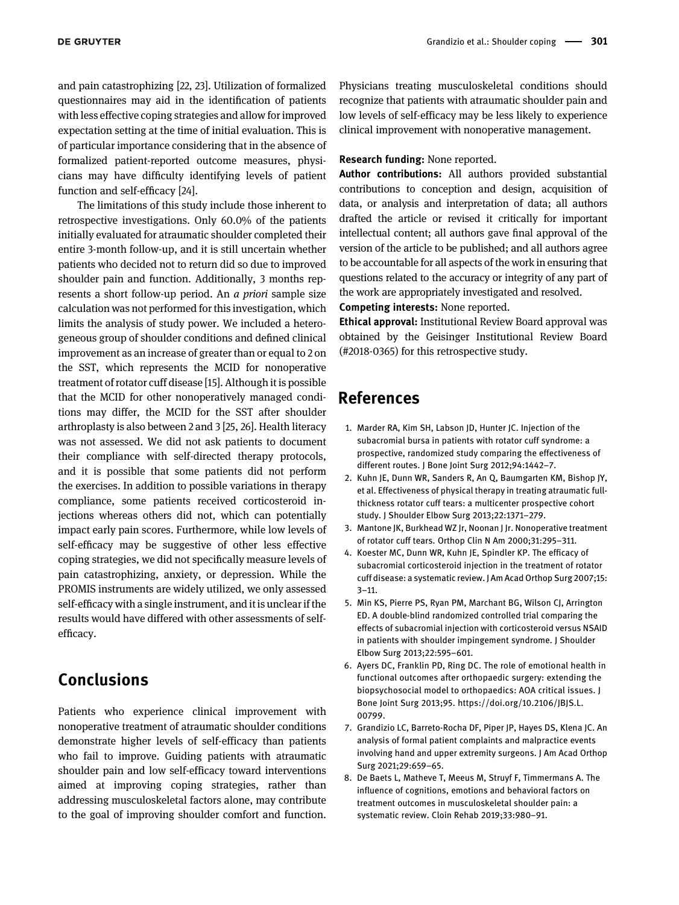and pain catastrophizing [22, 23]. Utilization of formalized questionnaires may aid in the identification of patients with less effective coping strategies and allow for improved expectation setting at the time of initial evaluation. This is of particular importance considering that in the absence of formalized patient-reported outcome measures, physicians may have difficulty identifying levels of patient function and self-efficacy [24].

The limitations of this study include those inherent to retrospective investigations. Only 60.0% of the patients initially evaluated for atraumatic shoulder completed their entire 3-month follow-up, and it is still uncertain whether patients who decided not to return did so due to improved shoulder pain and function. Additionally, 3 months represents a short follow-up period. An *a priori* sample size calculation was not performed for this investigation, which limits the analysis of study power. We included a heterogeneous group of shoulder conditions and defined clinical improvement as an increase of greater than or equal to 2 on the SST, which represents the MCID for nonoperative treatment of rotator cuff disease [15]. Although it is possible that the MCID for other nonoperatively managed conditions may differ, the MCID for the SST after shoulder arthroplasty is also between 2 and 3 [25, 26]. Health literacy was not assessed. We did not ask patients to document their compliance with self-directed therapy protocols, and it is possible that some patients did not perform the exercises. In addition to possible variations in therapy compliance, some patients received corticosteroid injections whereas others did not, which can potentially impact early pain scores. Furthermore, while low levels of self-efficacy may be suggestive of other less effective coping strategies, we did not specifically measure levels of pain catastrophizing, anxiety, or depression. While the PROMIS instruments are widely utilized, we only assessed self-efficacy with a single instrument, and it is unclear if the results would have differed with other assessments of self-efficacy.

## Conclusions

Patients who experience clinical improvement with nonoperative treatment of atraumatic shoulder conditions demonstrate higher levels of self-efficacy than patients who fail to improve. Guiding patients with atraumatic shoulder pain and low self-efficacy toward interventions aimed at improving coping strategies, rather than addressing musculoskeletal factors alone, may contribute to the goal of improving shoulder comfort and function. Physicians treating musculoskeletal conditions should recognize that patients with atraumatic shoulder pain and low levels of self-efficacy may be less likely to experience clinical improvement with nonoperative management.

**Research funding:** None reported.

**Author contributions:** All authors provided substantial contributions to conception and design, acquisition of data, or analysis and interpretation of data; all authors drafted the article or revised it critically for important intellectual content; all authors gave final approval of the version of the article to be published; and all authors agree to be accountable for all aspects of the work in ensuring that questions related to the accuracy or integrity of any part of the work are appropriately investigated and resolved.

**Competing interests:** None reported.

**Ethical approval:** Institutional Review Board approval was obtained by the Geisinger Institutional Review Board (#2018-0365) for this retrospective study.

## References

1. Marder RA, Kim SH, Labson JD, Hunter JC. Injection of the subacromial bursa in patients with rotator cuff syndrome: a prospective, randomized study comparing the effectiveness of different routes. J Bone Joint Surg 2012;94:1442–7.
2. Kuhn JE, Dunn WR, Sanders R, An Q, Baumgarten KM, Bishop JY, et al. Effectiveness of physical therapy in treating atraumatic full-thickness rotator cuff tears: a multicenter prospective cohort study. J Shoulder Elbow Surg 2013;22:1371–279.
3. Mantone JK, Burkhead WZ Jr, Noonan J Jr. Nonoperative treatment of rotator cuff tears. Orthop Clin N Am 2000;31:295–311.
4. Koester MC, Dunn WR, Kuhn JE, Spindler KP. The efficacy of subacromial corticosteroid injection in the treatment of rotator cuff disease: a systematic review. J Am Acad Orthop Surg 2007;15: 3–11.
5. Min KS, Pierre PS, Ryan PM, Marchant BG, Wilson CJ, Arrington ED. A double-blind randomized controlled trial comparing the effects of subacromial injection with corticosteroid versus NSAID in patients with shoulder impingement syndrome. J Shoulder Elbow Surg 2013;22:595–601.
6. Ayers DC, Franklin PD, Ring DC. The role of emotional health in functional outcomes after orthopaedic surgery: extending the biopsychosocial model to orthopaedics: AOA critical issues. J Bone Joint Surg 2013;95. https://doi.org/10.2106/JBJS.L.00799.
7. Grandizio LC, Barreto-Rocha DF, Piper JP, Hayes DS, Klena JC. An analysis of formal patient complaints and malpractice events involving hand and upper extremity surgeons. J Am Acad Orthop Surg 2021;29:659–65.
8. De Baets L, Matheve T, Meeus M, Struyf F, Timmermans A. The influence of cognitions, emotions and behavioral factors on treatment outcomes in musculoskeletal shoulder pain: a systematic review. Cloin Rehab 2019;33:980–91.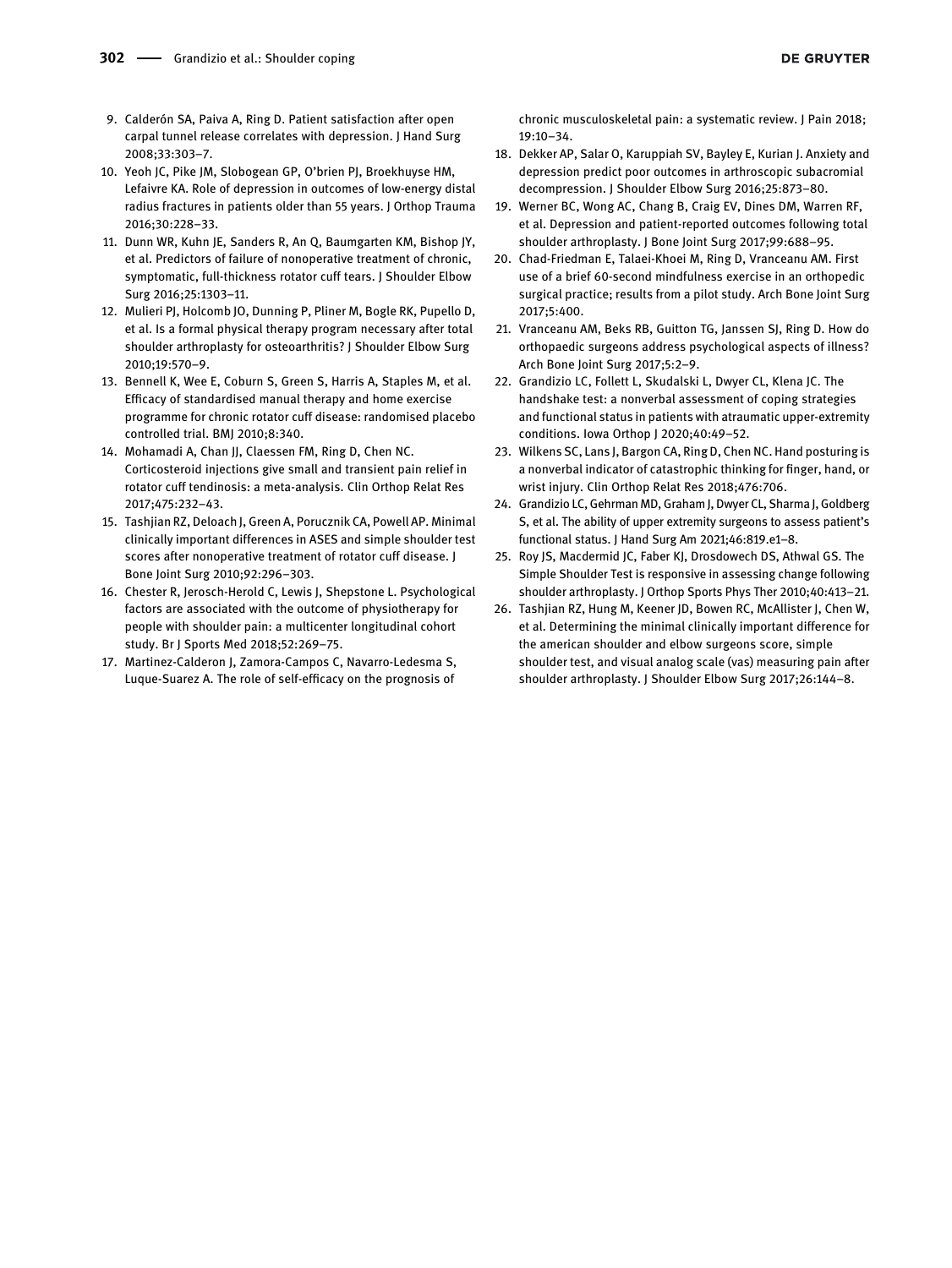9. Calderón SA, Paiva A, Ring D. Patient satisfaction after open carpal tunnel release correlates with depression. J Hand Surg 2008;33:303–7.
10. Yeoh JC, Pike JM, Slobogean GP, O'brien PJ, Broekhuyse HM, Lefaivre KA. Role of depression in outcomes of low-energy distal radius fractures in patients older than 55 years. J Orthop Trauma 2016;30:228–33.
11. Dunn WR, Kuhn JE, Sanders R, An Q, Baumgarten KM, Bishop JY, et al. Predictors of failure of nonoperative treatment of chronic, symptomatic, full-thickness rotator cuff tears. J Shoulder Elbow Surg 2016;25:1303–11.
12. Mulieri PJ, Holcomb JO, Dunning P, Pliner M, Bogle RK, Pupello D, et al. Is a formal physical therapy program necessary after total shoulder arthroplasty for osteoarthritis? J Shoulder Elbow Surg 2010;19:570–9.
13. Bennell K, Wee E, Coburn S, Green S, Harris A, Staples M, et al. Efficacy of standardised manual therapy and home exercise programme for chronic rotator cuff disease: randomised placebo controlled trial. BMJ 2010;8:340.
14. Mohamadi A, Chan JJ, Claessen FM, Ring D, Chen NC. Corticosteroid injections give small and transient pain relief in rotator cuff tendinosis: a meta-analysis. Clin Orthop Relat Res 2017;475:232–43.
15. Tashjian RZ, Deloach J, Green A, Porucznik CA, Powell AP. Minimal clinically important differences in ASES and simple shoulder test scores after nonoperative treatment of rotator cuff disease. J Bone Joint Surg 2010;92:296–303.
16. Chester R, Jerosch-Herold C, Lewis J, Shepstone L. Psychological factors are associated with the outcome of physiotherapy for people with shoulder pain: a multicenter longitudinal cohort study. Br J Sports Med 2018;52:269–75.
17. Martinez-Calderon J, Zamora-Campos C, Navarro-Ledesma S, Luque-Suarez A. The role of self-efficacy on the prognosis of chronic musculoskeletal pain: a systematic review. J Pain 2018; 19:10–34.
18. Dekker AP, Salar O, Karuppiah SV, Bayley E, Kurian J. Anxiety and depression predict poor outcomes in arthroscopic subacromial decompression. J Shoulder Elbow Surg 2016;25:873–80.
19. Werner BC, Wong AC, Chang B, Craig EV, Dines DM, Warren RF, et al. Depression and patient-reported outcomes following total shoulder arthroplasty. J Bone Joint Surg 2017;99:688–95.
20. Chad-Friedman E, Talaei-Khoei M, Ring D, Vranceanu AM. First use of a brief 60-second mindfulness exercise in an orthopedic surgical practice; results from a pilot study. Arch Bone Joint Surg 2017;5:400.
21. Vranceanu AM, Beks RB, Guitton TG, Janssen SJ, Ring D. How do orthopaedic surgeons address psychological aspects of illness? Arch Bone Joint Surg 2017;5:2–9.
22. Grandizio LC, Follett L, Skudalski L, Dwyer CL, Klena JC. The handshake test: a nonverbal assessment of coping strategies and functional status in patients with atraumatic upper-extremity conditions. Iowa Orthop J 2020;40:49–52.
23. Wilkens SC, Lans J, Bargon CA, Ring D, Chen NC. Hand posturing is a nonverbal indicator of catastrophic thinking for finger, hand, or wrist injury. Clin Orthop Relat Res 2018;476:706.
24. Grandizio LC, Gehrman MD, Graham J, Dwyer CL, Sharma J, Goldberg S, et al. The ability of upper extremity surgeons to assess patient's functional status. J Hand Surg Am 2021;46:819.e1–8.
25. Roy JS, Macdermid JC, Faber KJ, Drosdowech DS, Athwal GS. The Simple Shoulder Test is responsive in assessing change following shoulder arthroplasty. J Orthop Sports Phys Ther 2010;40:413–21.
26. Tashjian RZ, Hung M, Keener JD, Bowen RC, McAllister J, Chen W, et al. Determining the minimal clinically important difference for the american shoulder and elbow surgeons score, simple shoulder test, and visual analog scale (vas) measuring pain after shoulder arthroplasty. J Shoulder Elbow Surg 2017;26:144–8.